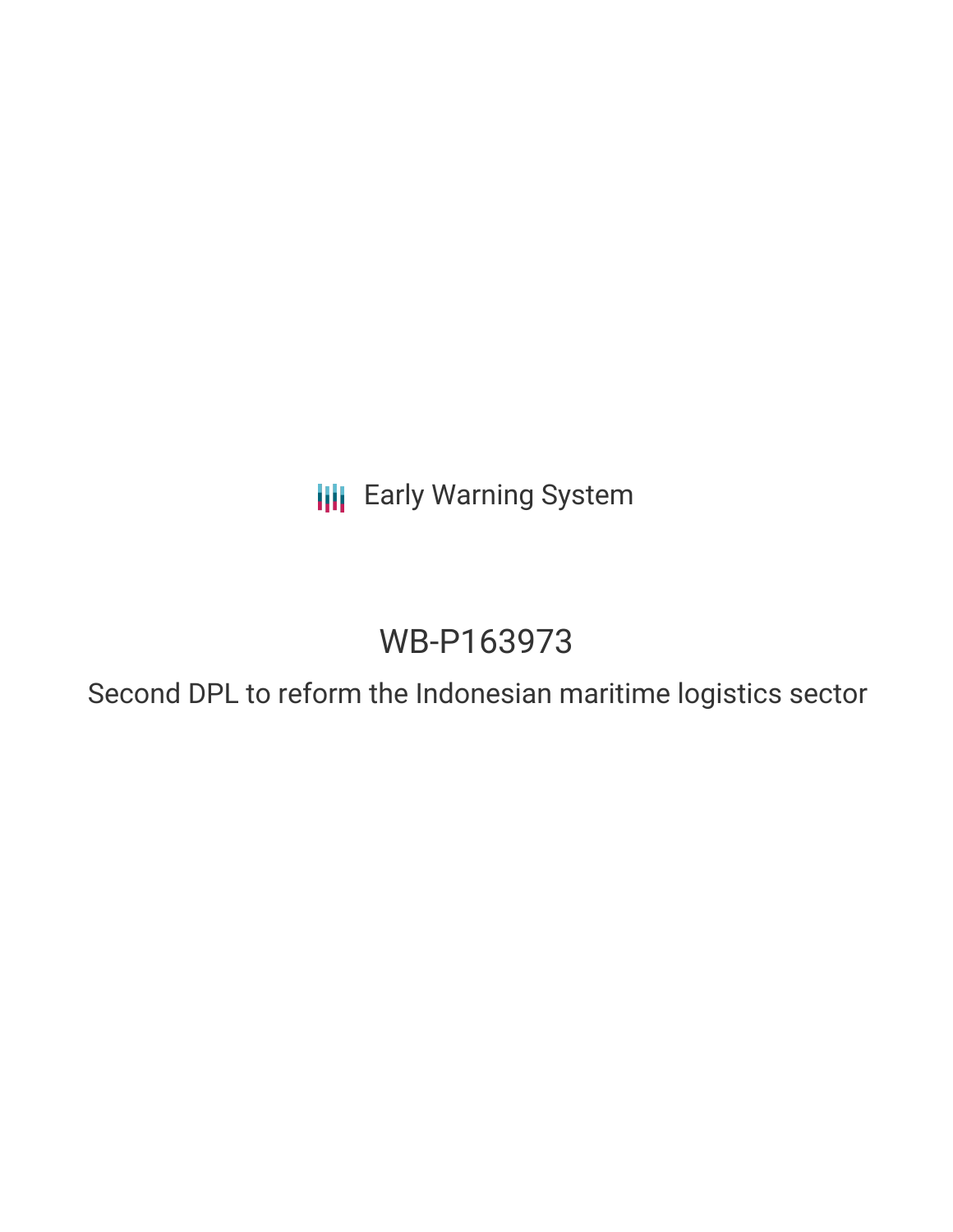Early Warning System

# WB-P163973

## Second DPL to reform the Indonesian maritime logistics sector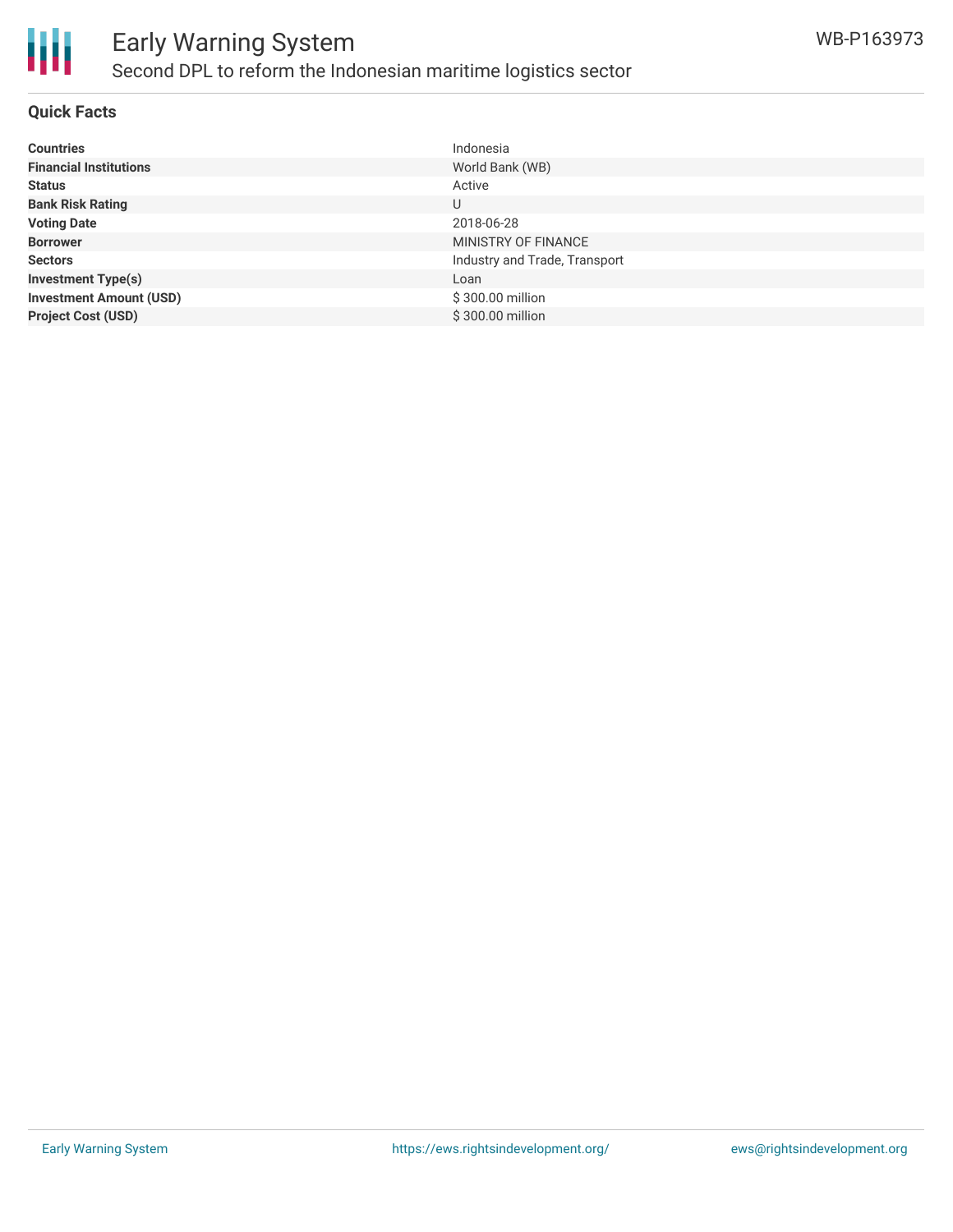# Early Warning System

## Second DPL to reform the Indonesian maritime logistics sector

WB-P163973

### Quick Facts

| | |
|---|---|
| **Countries** | Indonesia |
| **Financial Institutions** | World Bank (WB) |
| **Status** | Active |
| **Bank Risk Rating** | U |
| **Voting Date** | 2018-06-28 |
| **Borrower** | MINISTRY OF FINANCE |
| **Sectors** | Industry and Trade, Transport |
| **Investment Type(s)** | Loan |
| **Investment Amount (USD)** | $ 300.00 million |
| **Project Cost (USD)** | $ 300.00 million |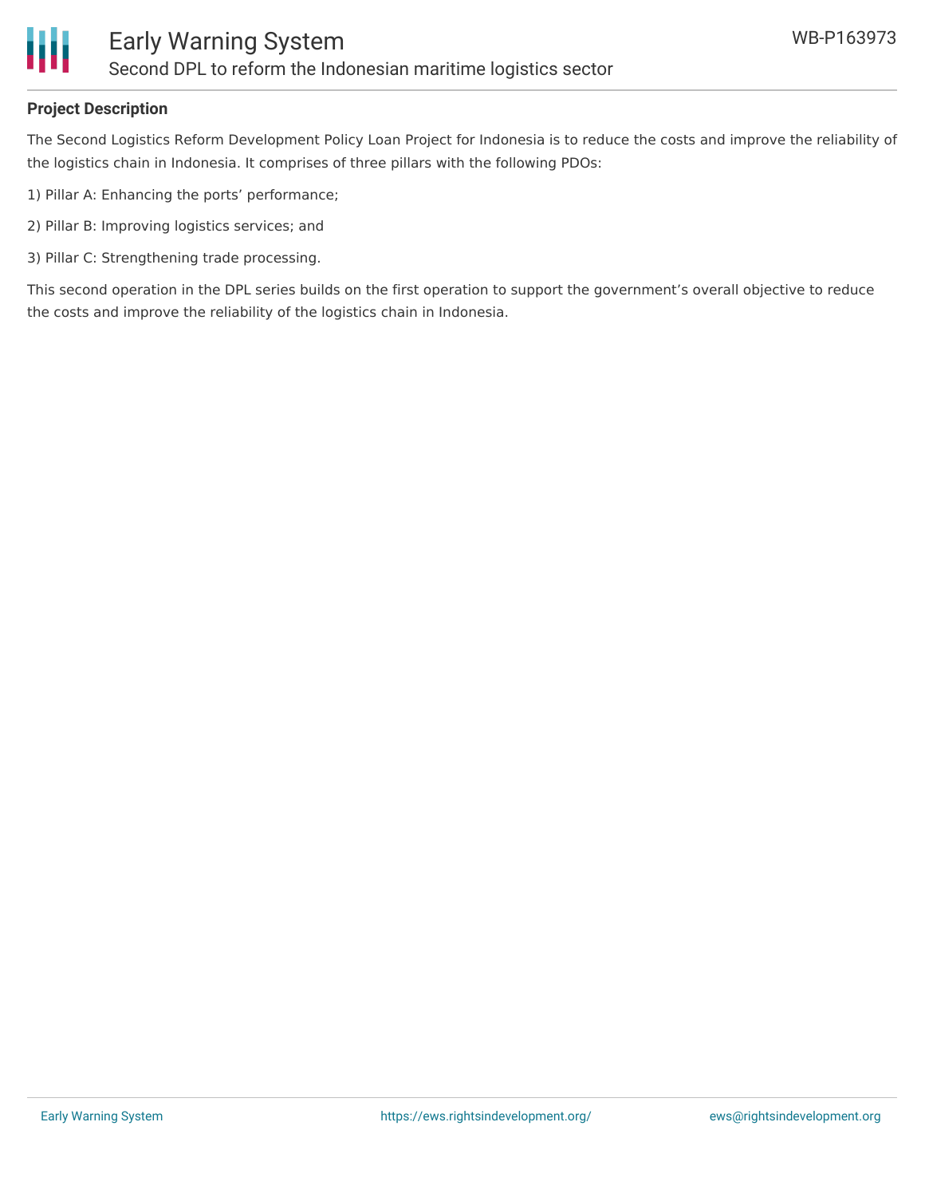**Project Description**

The Second Logistics Reform Development Policy Loan Project for Indonesia is to reduce the costs and improve the reliability of the logistics chain in Indonesia. It comprises of three pillars with the following PDOs:

1) Pillar A: Enhancing the ports' performance;

2) Pillar B: Improving logistics services; and

3) Pillar C: Strengthening trade processing.

This second operation in the DPL series builds on the first operation to support the government's overall objective to reduce the costs and improve the reliability of the logistics chain in Indonesia.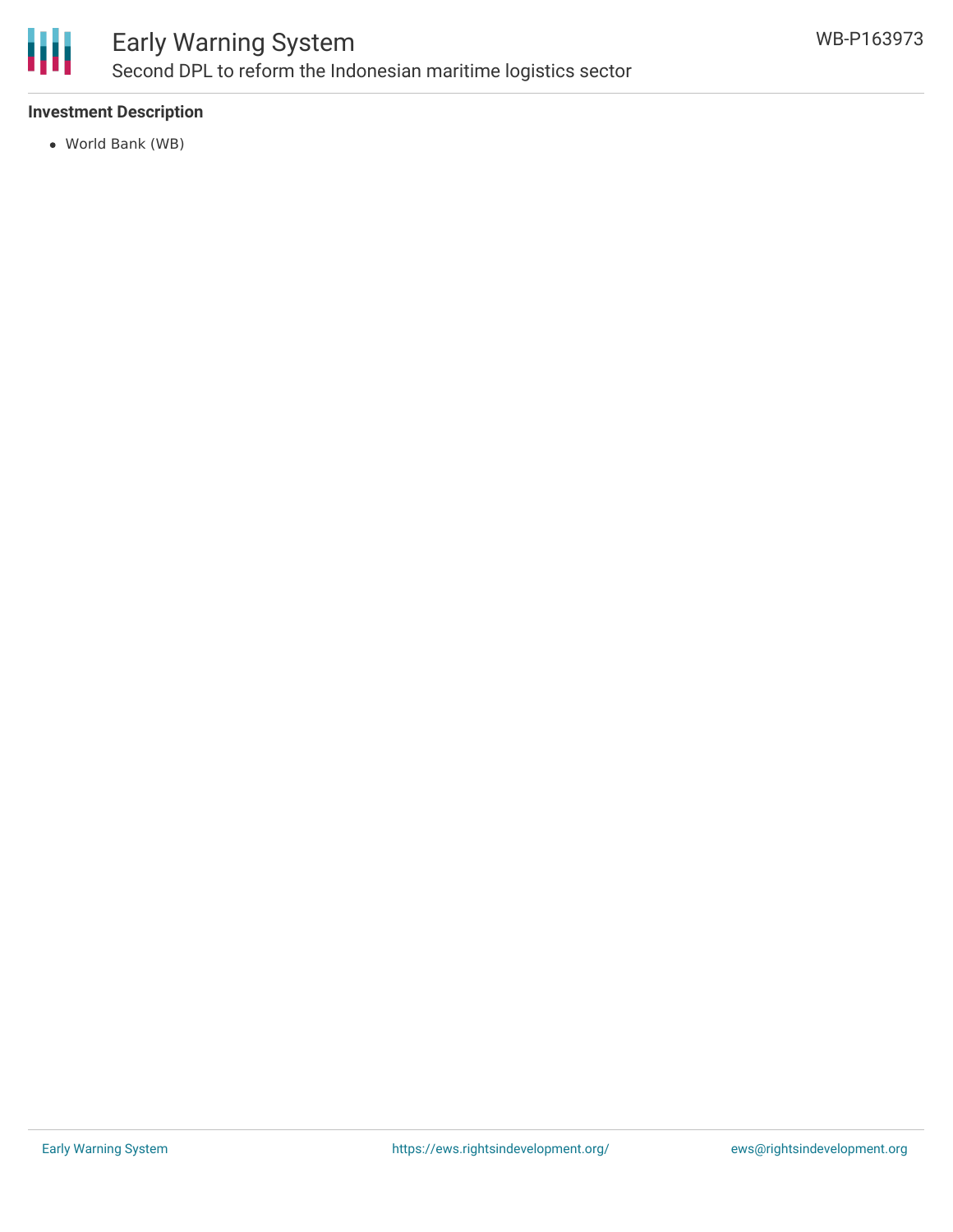### Investment Description

- World Bank (WB)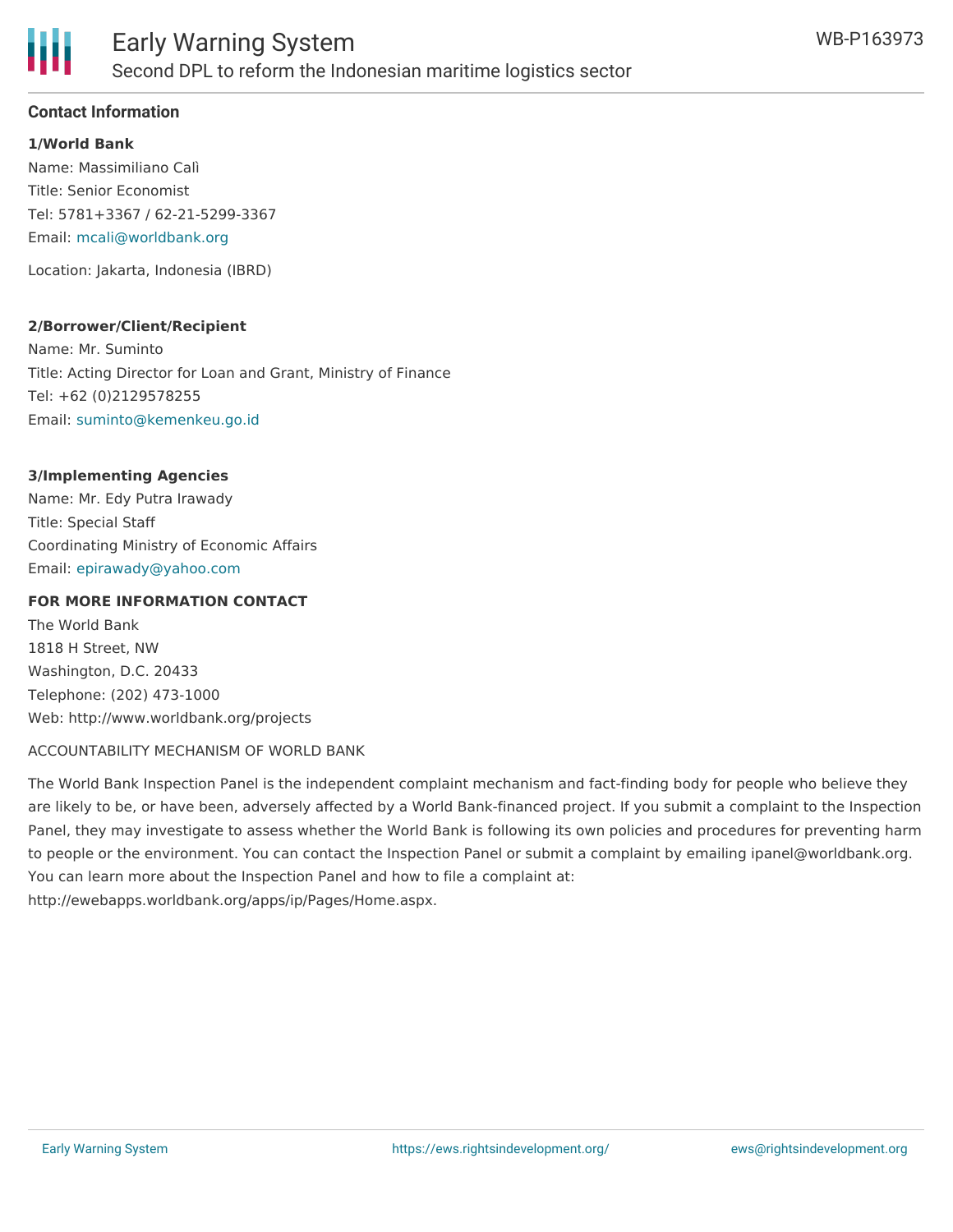## Contact Information

**1/World Bank**

Name: Massimiliano Calì

Title: Senior Economist

Tel: 5781+3367 / 62-21-5299-3367

Email: mcali@worldbank.org

Location: Jakarta, Indonesia (IBRD)

**2/Borrower/Client/Recipient**

Name: Mr. Suminto

Title: Acting Director for Loan and Grant, Ministry of Finance

Tel: +62 (0)2129578255

Email: suminto@kemenkeu.go.id

**3/Implementing Agencies**

Name: Mr. Edy Putra Irawady

Title: Special Staff

Coordinating Ministry of Economic Affairs

Email: epirawady@yahoo.com

**FOR MORE INFORMATION CONTACT**

The World Bank

1818 H Street, NW

Washington, D.C. 20433

Telephone: (202) 473-1000

Web: http://www.worldbank.org/projects

ACCOUNTABILITY MECHANISM OF WORLD BANK

The World Bank Inspection Panel is the independent complaint mechanism and fact-finding body for people who believe they are likely to be, or have been, adversely affected by a World Bank-financed project. If you submit a complaint to the Inspection Panel, they may investigate to assess whether the World Bank is following its own policies and procedures for preventing harm to people or the environment. You can contact the Inspection Panel or submit a complaint by emailing ipanel@worldbank.org. You can learn more about the Inspection Panel and how to file a complaint at: http://ewebapps.worldbank.org/apps/ip/Pages/Home.aspx.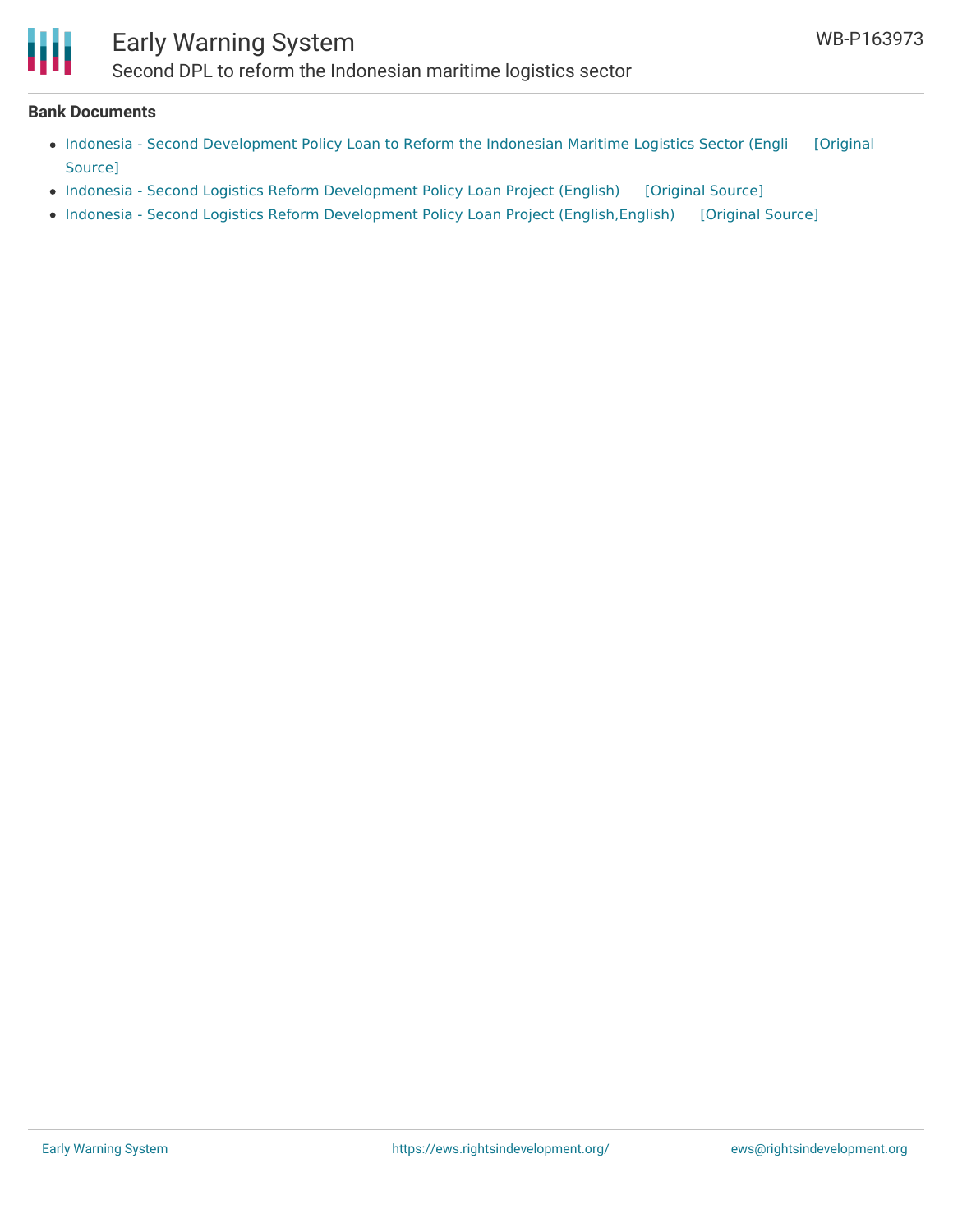## Bank Documents

- Indonesia - Second Development Policy Loan to Reform the Indonesian Maritime Logistics Sector (Engli [Original Source]
- Indonesia - Second Logistics Reform Development Policy Loan Project (English) [Original Source]
- Indonesia - Second Logistics Reform Development Policy Loan Project (English,English) [Original Source]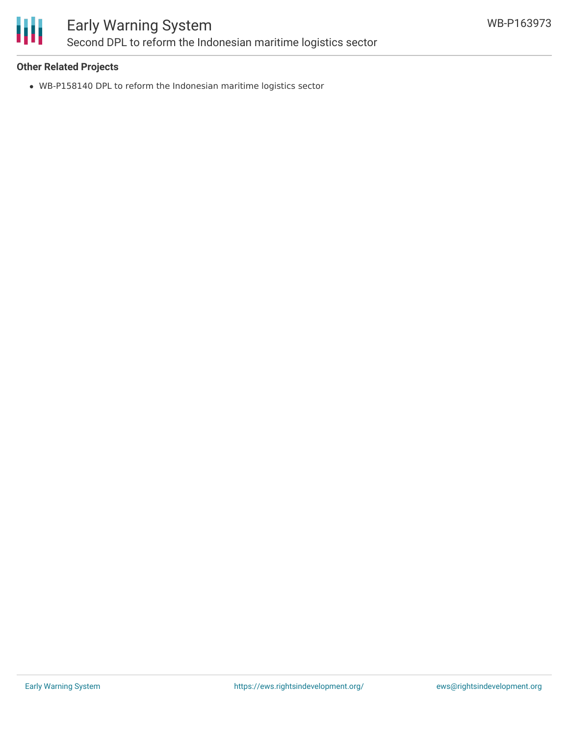**Other Related Projects**

- WB-P158140 DPL to reform the Indonesian maritime logistics sector